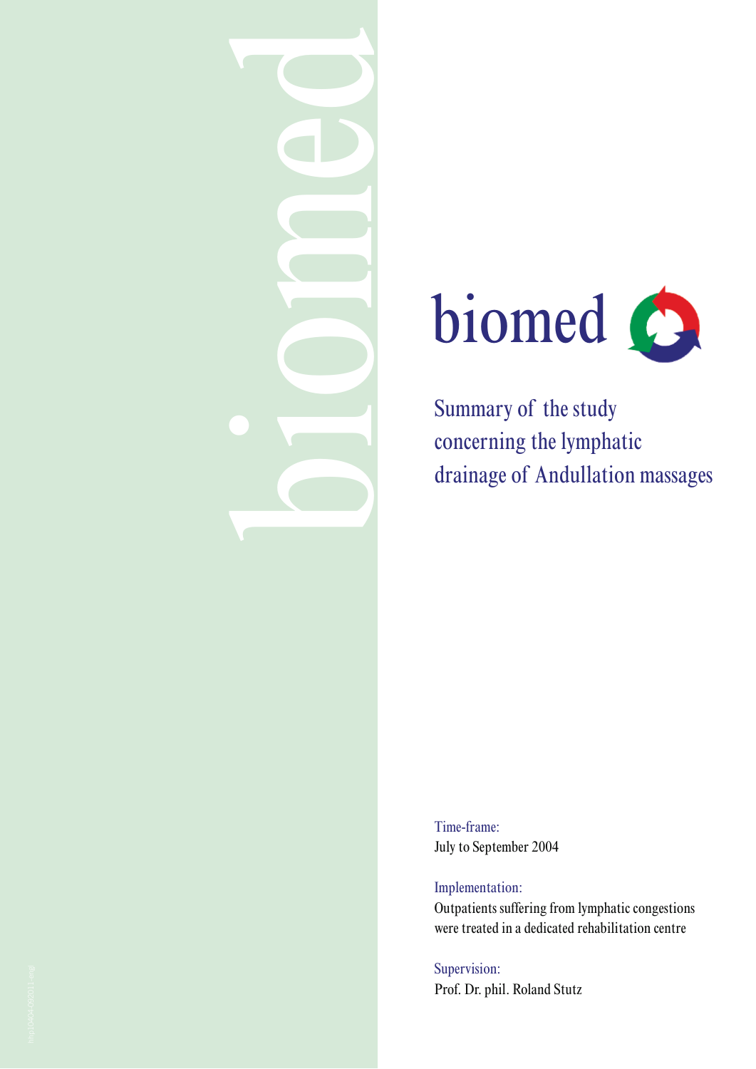# biomed

## Summary of the study concerning the lymphatic drainage of Andullation massages

Time-frame:
July to September 2004

Implementation:
Outpatients suffering from lymphatic congestions were treated in a dedicated rehabilitation centre

Supervision:
Prof. Dr. phil. Roland Stutz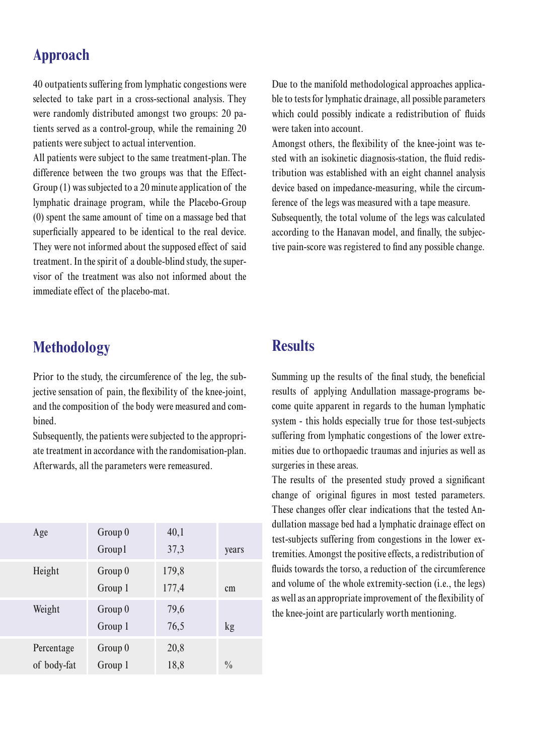## Approach

40 outpatients suffering from lymphatic congestions were selected to take part in a cross-sectional analysis. They were randomly distributed amongst two groups: 20 patients served as a control-group, while the remaining 20 patients were subject to actual intervention.

All patients were subject to the same treatment-plan. The difference between the two groups was that the Effect-Group (1) was subjected to a 20 minute application of the lymphatic drainage program, while the Placebo-Group (0) spent the same amount of time on a massage bed that superficially appeared to be identical to the real device. They were not informed about the supposed effect of said treatment. In the spirit of a double-blind study, the supervisor of the treatment was also not informed about the immediate effect of the placebo-mat.

Due to the manifold methodological approaches applicable to tests for lymphatic drainage, all possible parameters which could possibly indicate a redistribution of fluids were taken into account.

Amongst others, the flexibility of the knee-joint was tested with an isokinetic diagnosis-station, the fluid redistribution was established with an eight channel analysis device based on impedance-measuring, while the circumference of the legs was measured with a tape measure.

Subsequently, the total volume of the legs was calculated according to the Hanavan model, and finally, the subjective pain-score was registered to find any possible change.

## Methodology

Prior to the study, the circumference of the leg, the subjective sensation of pain, the flexibility of the knee-joint, and the composition of the body were measured and combined.

Subsequently, the patients were subjected to the appropriate treatment in accordance with the randomisation-plan. Afterwards, all the parameters were remeasured.

| | | | |
|---|---|---|---|
| Age | Group 0 | 40,1 | |
| | Group1 | 37,3 | years |
| Height | Group 0 | 179,8 | |
| | Group 1 | 177,4 | cm |
| Weight | Group 0 | 79,6 | |
| | Group 1 | 76,5 | kg |
| Percentage of body-fat | Group 0 | 20,8 | |
| | Group 1 | 18,8 | % |

## Results

Summing up the results of the final study, the beneficial results of applying Andullation massage-programs become quite apparent in regards to the human lymphatic system - this holds especially true for those test-subjects suffering from lymphatic congestions of the lower extremities due to orthopaedic traumas and injuries as well as surgeries in these areas.

The results of the presented study proved a significant change of original figures in most tested parameters. These changes offer clear indications that the tested Andullation massage bed had a lymphatic drainage effect on test-subjects suffering from congestions in the lower extremities. Amongst the positive effects, a redistribution of fluids towards the torso, a reduction of the circumference and volume of the whole extremity-section (i.e., the legs) as well as an appropriate improvement of the flexibility of the knee-joint are particularly worth mentioning.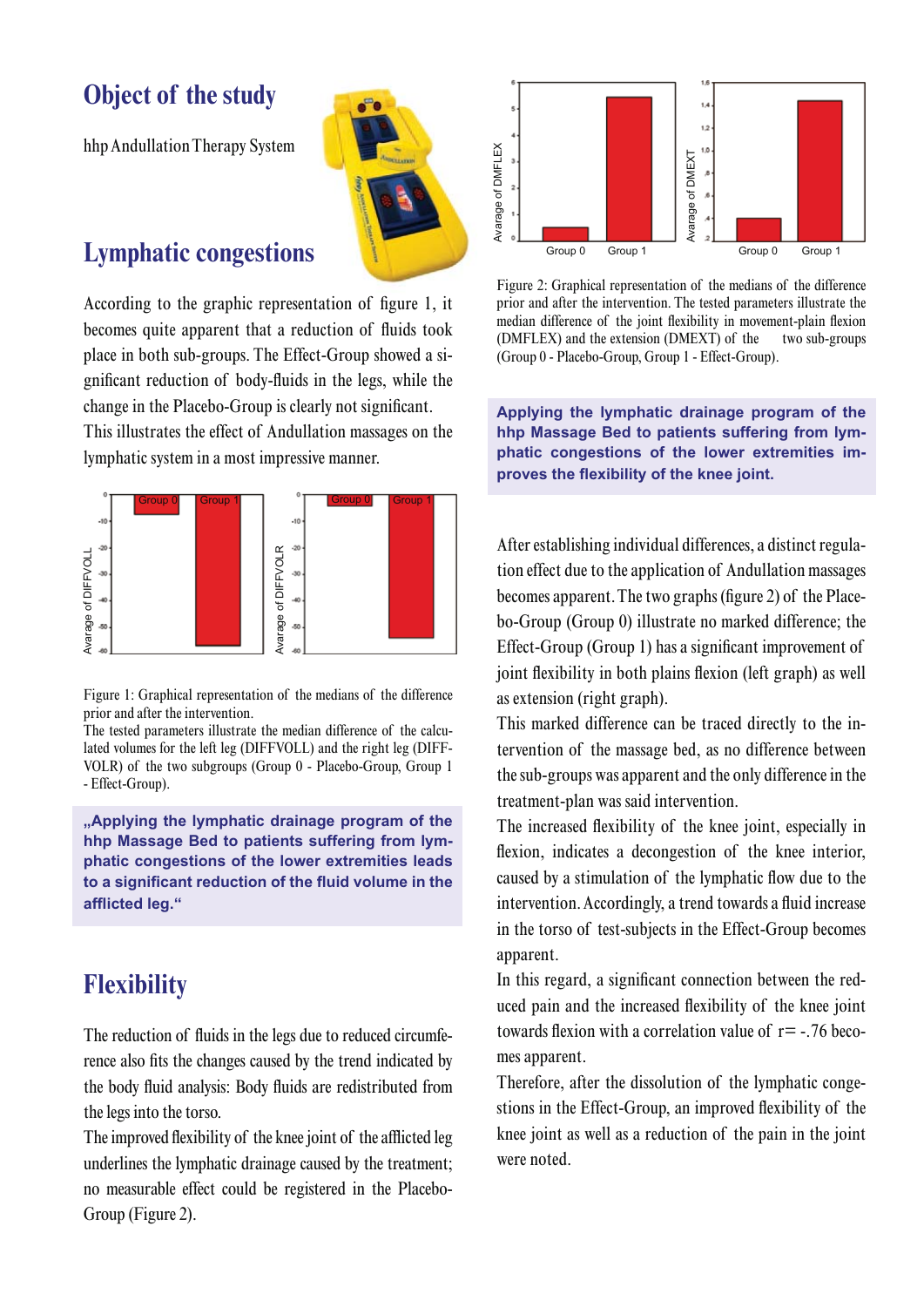## Object of the study

hhp Andullation Therapy System

## Lymphatic congestions

According to the graphic representation of figure 1, it becomes quite apparent that a reduction of fluids took place in both sub-groups. The Effect-Group showed a significant reduction of body-fluids in the legs, while the change in the Placebo-Group is clearly not significant.
This illustrates the effect of Andullation massages on the lymphatic system in a most impressive manner.

Figure 1: Graphical representation of the medians of the difference prior and after the intervention.
The tested parameters illustrate the median difference of the calculated volumes for the left leg (DIFFVOLL) and the right leg (DIFFVOLR) of the two subgroups (Group 0 - Placebo-Group, Group 1 - Effect-Group).

**„Applying the lymphatic drainage program of the hhp Massage Bed to patients suffering from lymphatic congestions of the lower extremities leads to a significant reduction of the fluid volume in the afflicted leg."**

## Flexibility

The reduction of fluids in the legs due to reduced circumference also fits the changes caused by the trend indicated by the body fluid analysis: Body fluids are redistributed from the legs into the torso.
The improved flexibility of the knee joint of the afflicted leg underlines the lymphatic drainage caused by the treatment; no measurable effect could be registered in the Placebo-Group (Figure 2).

Figure 2: Graphical representation of the medians of the difference prior and after the intervention. The tested parameters illustrate the median difference of the joint flexibility in movement-plain flexion (DMFLEX) and the extension (DMEXT) of the two sub-groups (Group 0 - Placebo-Group, Group 1 - Effect-Group).

**Applying the lymphatic drainage program of the hhp Massage Bed to patients suffering from lymphatic congestions of the lower extremities improves the flexibility of the knee joint.**

After establishing individual differences, a distinct regulation effect due to the application of Andullation massages becomes apparent. The two graphs (figure 2) of the Placebo-Group (Group 0) illustrate no marked difference; the Effect-Group (Group 1) has a significant improvement of joint flexibility in both plains flexion (left graph) as well as extension (right graph).
This marked difference can be traced directly to the intervention of the massage bed, as no difference between the sub-groups was apparent and the only difference in the treatment-plan was said intervention.
The increased flexibility of the knee joint, especially in flexion, indicates a decongestion of the knee interior, caused by a stimulation of the lymphatic flow due to the intervention. Accordingly, a trend towards a fluid increase in the torso of test-subjects in the Effect-Group becomes apparent.
In this regard, a significant connection between the reduced pain and the increased flexibility of the knee joint towards flexion with a correlation value of $r = -.76$ becomes apparent.
Therefore, after the dissolution of the lymphatic congestions in the Effect-Group, an improved flexibility of the knee joint as well as a reduction of the pain in the joint were noted.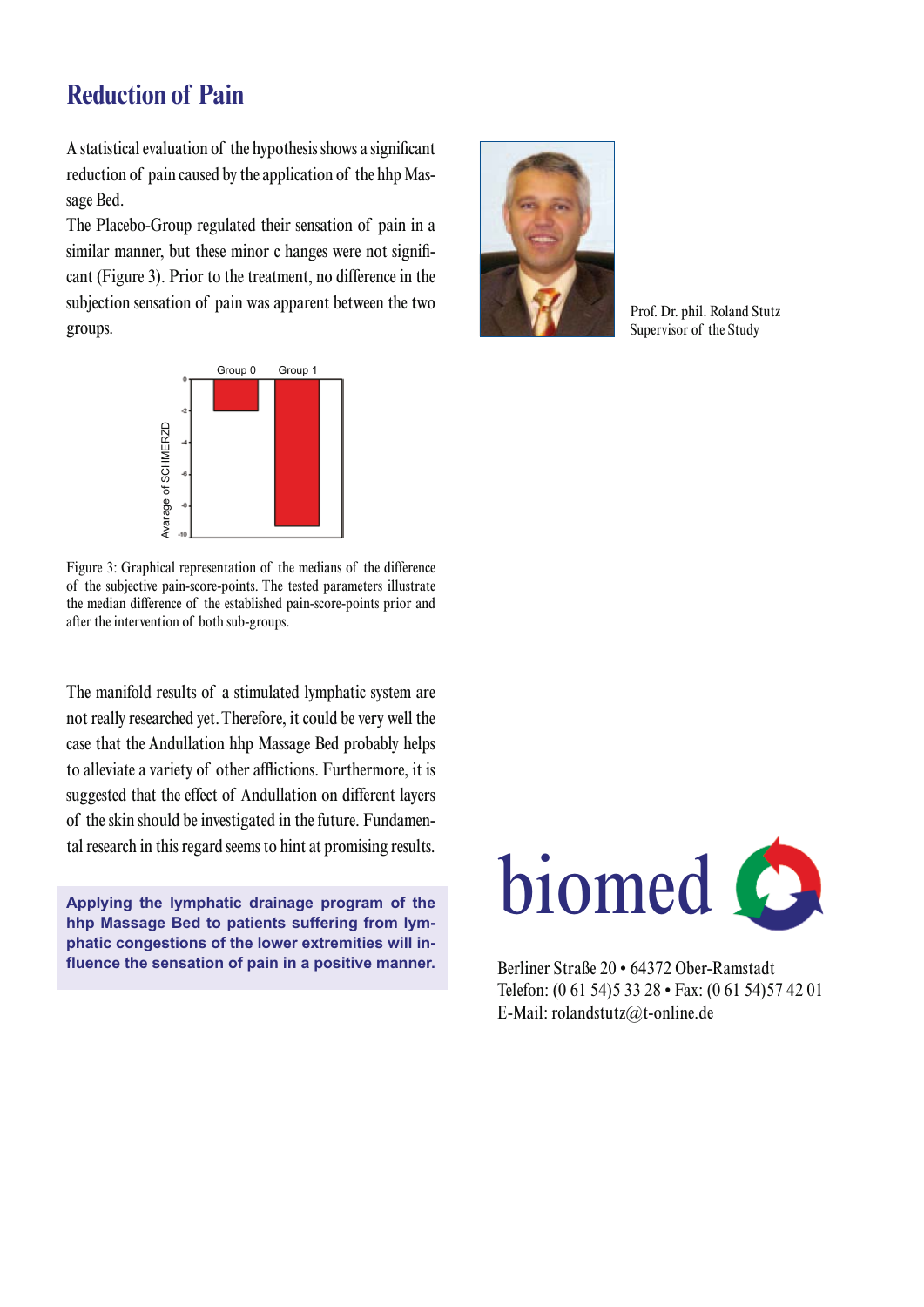# Reduction of Pain

A statistical evaluation of the hypothesis shows a significant reduction of pain caused by the application of the hhp Massage Bed.

The Placebo-Group regulated their sensation of pain in a similar manner, but these minor c hanges were not significant (Figure 3). Prior to the treatment, no difference in the subjection sensation of pain was apparent between the two groups.

Figure 3: Graphical representation of the medians of the difference of the subjective pain-score-points. The tested parameters illustrate the median difference of the established pain-score-points prior and after the intervention of both sub-groups.

The manifold results of a stimulated lymphatic system are not really researched yet. Therefore, it could be very well the case that the Andullation hhp Massage Bed probably helps to alleviate a variety of other afflictions. Furthermore, it is suggested that the effect of Andullation on different layers of the skin should be investigated in the future. Fundamental research in this regard seems to hint at promising results.

**Applying the lymphatic drainage program of the hhp Massage Bed to patients suffering from lymphatic congestions of the lower extremities will influence the sensation of pain in a positive manner.**

Prof. Dr. phil. Roland Stutz
Supervisor of the Study

biomed

Berliner Straße 20 • 64372 Ober-Ramstadt
Telefon: (0 61 54)5 33 28 • Fax: (0 61 54)57 42 01
E-Mail: rolandstutz@t-online.de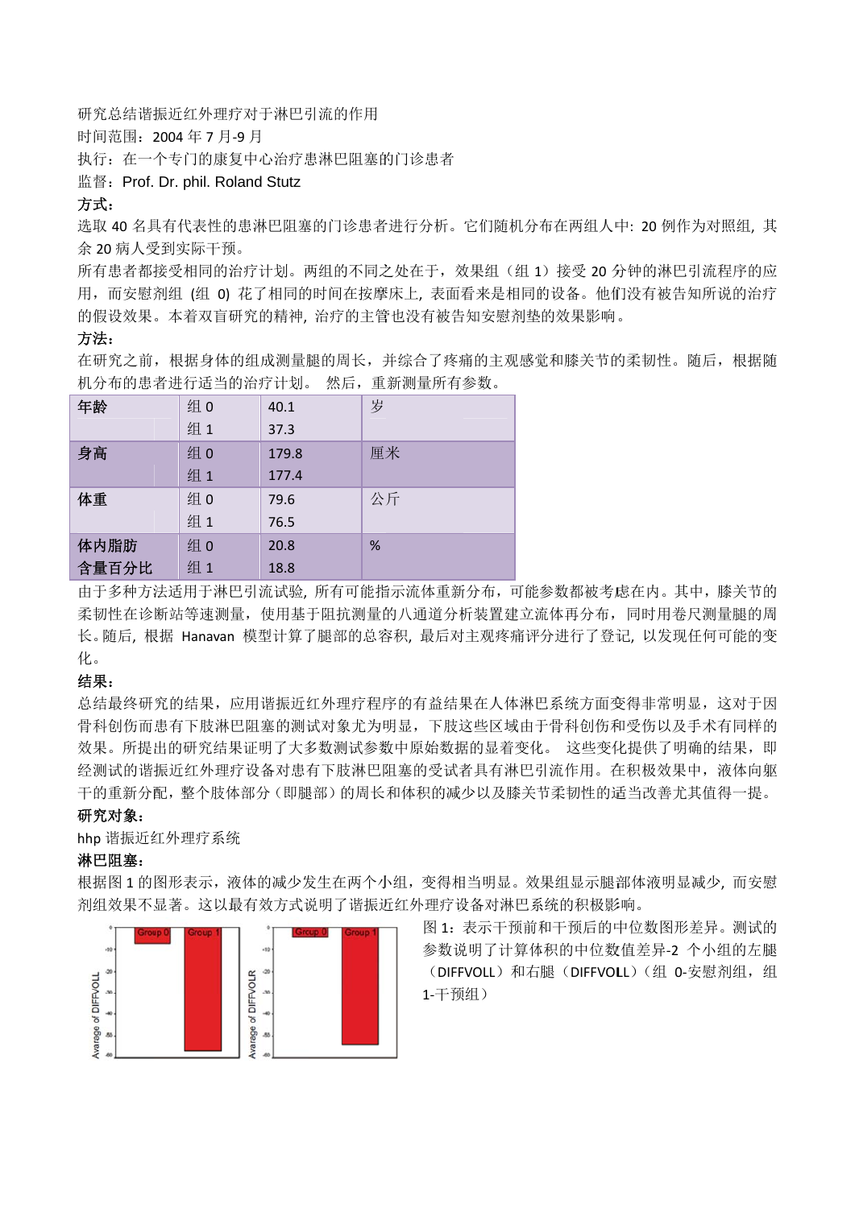研究总结谐振近红外理疗对于淋巴引流的作用

时间范围：2004 年 7 月-9 月

执行：在一个专门的康复中心治疗患淋巴阻塞的门诊患者

监督：Prof. Dr. phil. Roland Stutz

**方式：**

选取 40 名具有代表性的患淋巴阻塞的门诊患者进行分析。它们随机分布在两组人中: 20 例作为对照组, 其余 20 病人受到实际干预。

所有患者都接受相同的治疗计划。两组的不同之处在于，效果组（组 1）接受 20 分钟的淋巴引流程序的应用，而安慰剂组 (组 0) 花了相同的时间在按摩床上, 表面看来是相同的设备。他们没有被告知所说的治疗的假设效果。本着双盲研究的精神, 治疗的主管也没有被告知安慰剂垫的效果影响。

**方法：**

在研究之前，根据身体的组成测量腿的周长，并综合了疼痛的主观感觉和膝关节的柔韧性。随后，根据随机分布的患者进行适当的治疗计划。 然后，重新测量所有参数。

| | | | |
|---|---|---|---|
| **年龄** | 组 0 | 40.1 | 岁 |
| | 组 1 | 37.3 | |
| **身高** | 组 0 | 179.8 | 厘米 |
| | 组 1 | 177.4 | |
| **体重** | 组 0 | 79.6 | 公斤 |
| | 组 1 | 76.5 | |
| **体内脂肪含量百分比** | 组 0 | 20.8 | % |
| | 组 1 | 18.8 | |

由于多种方法适用于淋巴引流试验, 所有可能指示流体重新分布，可能参数都被考虑在内。其中，膝关节的柔韧性在诊断站等速测量，使用基于阻抗测量的八通道分析装置建立流体再分布，同时用卷尺测量腿的周长。随后, 根据 Hanavan 模型计算了腿部的总容积, 最后对主观疼痛评分进行了登记, 以发现任何可能的变化。

**结果：**

总结最终研究的结果，应用谐振近红外理疗程序的有益结果在人体淋巴系统方面变得非常明显，这对于因骨科创伤而患有下肢淋巴阻塞的测试对象尤为明显，下肢这些区域由于骨科创伤和受伤以及手术有同样的效果。所提出的研究结果证明了大多数测试参数中原始数据的显着变化。 这些变化提供了明确的结果，即经测试的谐振近红外理疗设备对患有下肢淋巴阻塞的受试者具有淋巴引流作用。在积极效果中，液体向躯干的重新分配，整个肢体部分（即腿部）的周长和体积的减少以及膝关节柔韧性的适当改善尤其值得一提。

**研究对象：**

hhp 谐振近红外理疗系统

**淋巴阻塞：**

根据图 1 的图形表示，液体的减少发生在两个小组，变得相当明显。效果组显示腿部体液明显减少, 而安慰剂组效果不显著。这以最有效方式说明了谐振近红外理疗设备对淋巴系统的积极影响。

图 1：表示干预前和干预后的中位数图形差异。测试的参数说明了计算体积的中位数值差异-2 个小组的左腿（DIFFVOLL）和右腿（DIFFVOLL）（组 0-安慰剂组，组 1-干预组）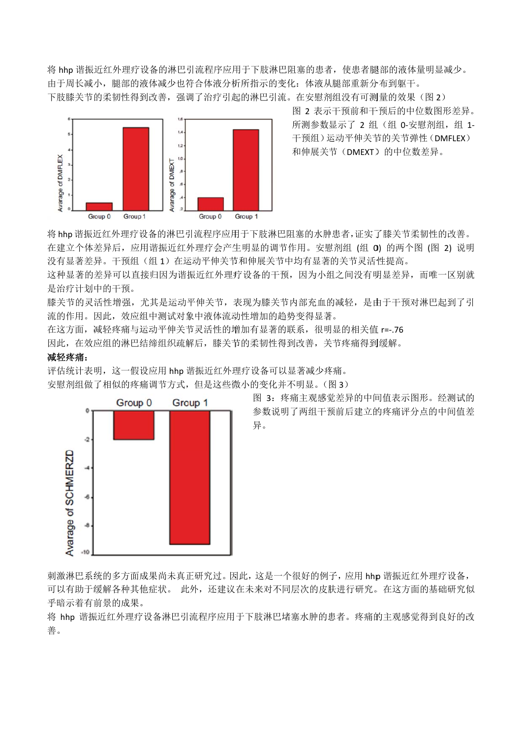将 hhp 谐振近红外理疗设备的淋巴引流程序应用于下肢淋巴阻塞的患者，使患者腿部的液体量明显减少。由于周长减小，腿部的液体减少也符合体液分析所指示的变化：体液从腿部重新分布到躯干。

下肢膝关节的柔韧性得到改善，强调了治疗引起的淋巴引流。在安慰剂组没有可测量的效果（图 2）

Avarage of DMFLEX
6
5
4
3
2
1
0
Group 0
Group 1

Avarage of DMEXT
1,6
1,4
1,2
1,0
,8
,6
,4
,2
Group 0
Group 1

图 2 表示干预前和干预后的中位数图形差异。所测参数显示了 2 组（组 0-安慰剂组，组 1-干预组）运动平伸关节的关节弹性（DMFLEX）和伸展关节（DMEXT）的中位数差异。

将 hhp 谐振近红外理疗设备的淋巴引流程序应用于下肢淋巴阻塞的水肿患者，证实了膝关节柔韧性的改善。在建立个体差异后，应用谐振近红外理疗会产生明显的调节作用。安慰剂组（组 0）的两个图（图 2）说明没有显著差异。干预组（组 1）在运动平伸关节和伸展关节中均有显著的关节灵活性提高。

这种显著的差异可以直接归因为谐振近红外理疗设备的干预，因为小组之间没有明显差异，而唯一区别就是治疗计划中的干预。

膝关节的灵活性增强，尤其是运动平伸关节，表现为膝关节内部充血的减轻，是由于干预对淋巴起到了引流的作用。因此，效应组中测试对象中液体流动性增加的趋势变得显著。

在这方面，减轻疼痛与运动平伸关节灵活性的增加有显著的联系，很明显的相关值 r=-.76

因此，在效应组的淋巴结缔组织疏解后，膝关节的柔韧性得到改善，关节疼痛得到缓解。

**减轻疼痛：**

评估统计表明，这一假设应用 hhp 谐振近红外理疗设备可以显著减少疼痛。

安慰剂组做了相似的疼痛调节方式，但是这些微小的变化并不明显。（图 3）

Group 0
Group 1
Avarage of SCHMERZD
0
-2
-4
-6
-8
-10

图 3：疼痛主观感觉差异的中间值表示图形。经测试的参数说明了两组干预前后建立的疼痛评分点的中间值差异。

刺激淋巴系统的多方面成果尚未真正研究过。因此，这是一个很好的例子，应用 hhp 谐振近红外理疗设备，可以有助于缓解各种其他症状。 此外，还建议在未来对不同层次的皮肤进行研究。在这方面的基础研究似乎暗示着有前景的成果。

将 hhp 谐振近红外理疗设备淋巴引流程序应用于下肢淋巴堵塞水肿的患者。疼痛的主观感觉得到良好的改善。